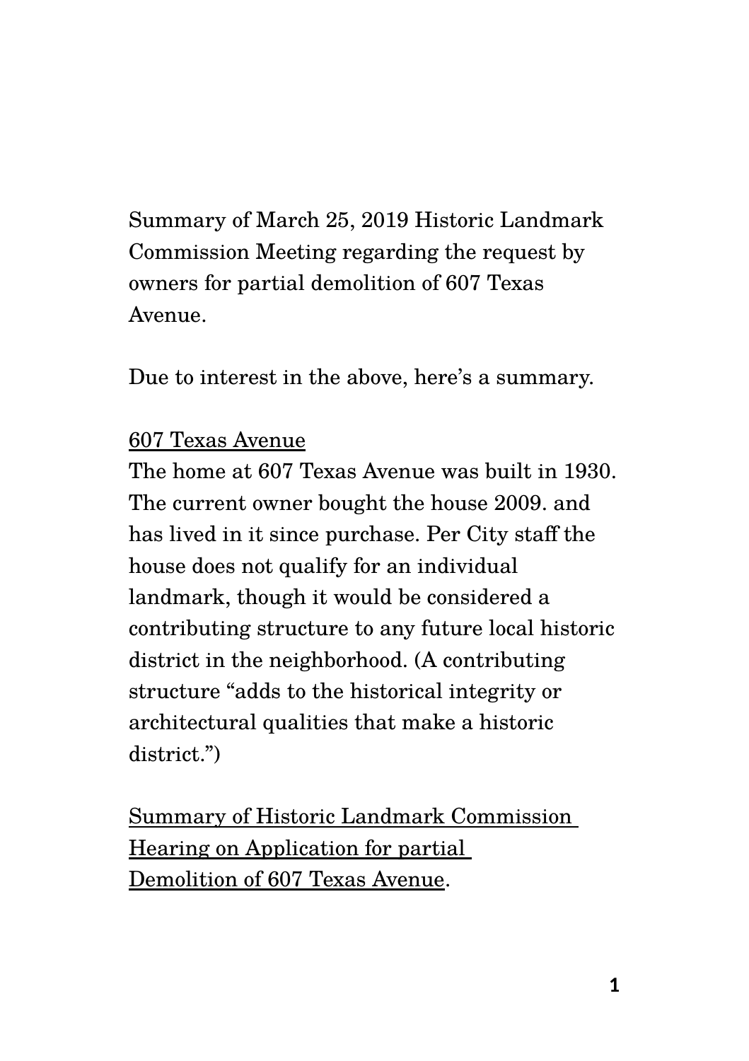Summary of March 25, 2019 Historic Landmark Commission Meeting regarding the request by owners for partial demolition of 607 Texas Avenue.

Due to interest in the above, here's a summary.

<u>607 Texas Avenue</u>

The home at 607 Texas Avenue was built in 1930. The current owner bought the house 2009. and has lived in it since purchase. Per City staff the house does not qualify for an individual landmark, though it would be considered a contributing structure to any future local historic district in the neighborhood. (A contributing structure "adds to the historical integrity or architectural qualities that make a historic district.")

<u>Summary of Historic Landmark Commission Hearing on Application for partial Demolition of 607 Texas Avenue</u>.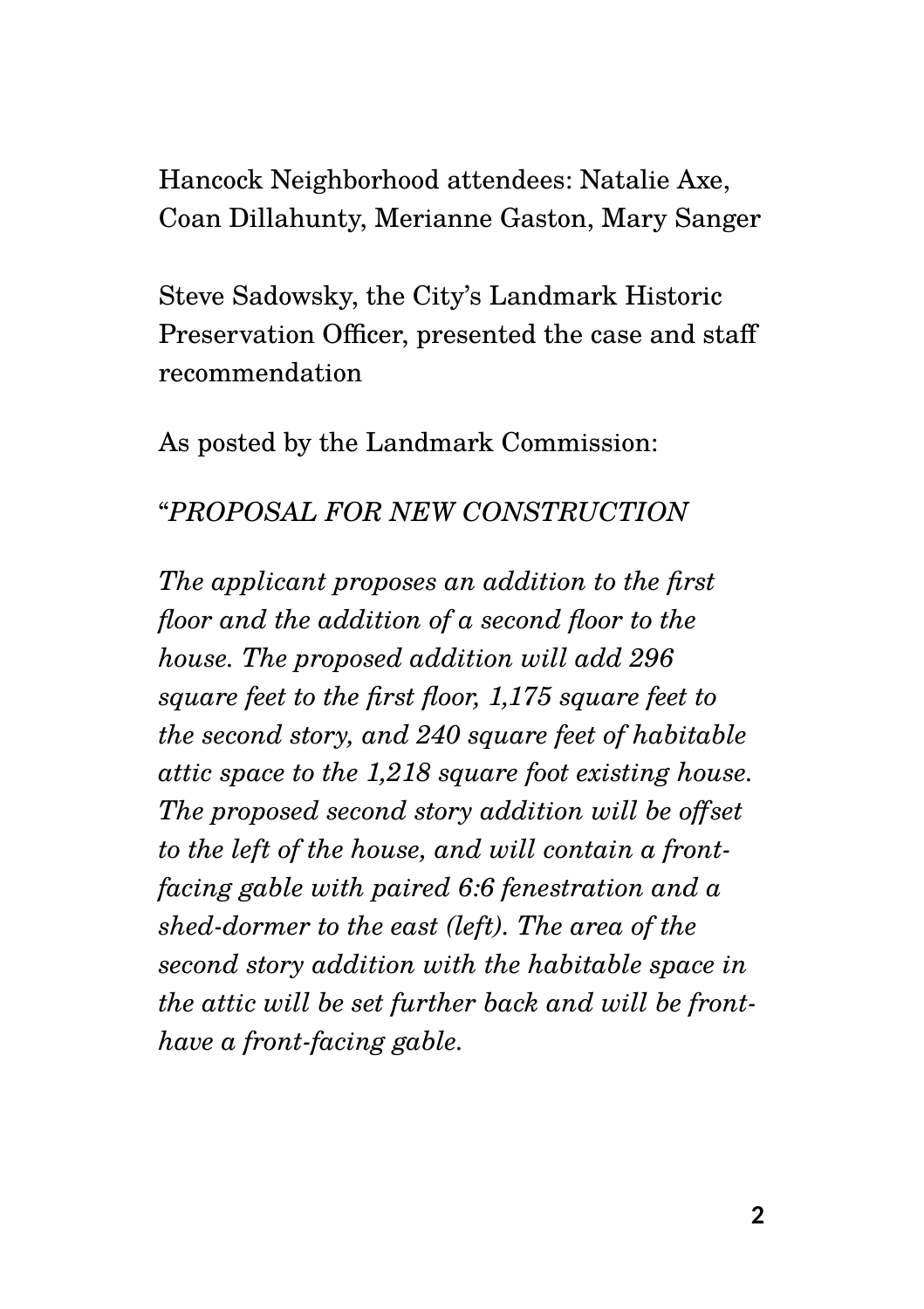Hancock Neighborhood attendees: Natalie Axe, Coan Dillahunty, Merianne Gaston, Mary Sanger

Steve Sadowsky, the City's Landmark Historic Preservation Officer, presented the case and staff recommendation

As posted by the Landmark Commission:

"*PROPOSAL FOR NEW CONSTRUCTION*

*The applicant proposes an addition to the first floor and the addition of a second floor to the house. The proposed addition will add 296 square feet to the first floor, 1,175 square feet to the second story, and 240 square feet of habitable attic space to the 1,218 square foot existing house. The proposed second story addition will be offset to the left of the house, and will contain a front-facing gable with paired 6:6 fenestration and a shed-dormer to the east (left). The area of the second story addition with the habitable space in the attic will be set further back and will be front-have a front-facing gable.*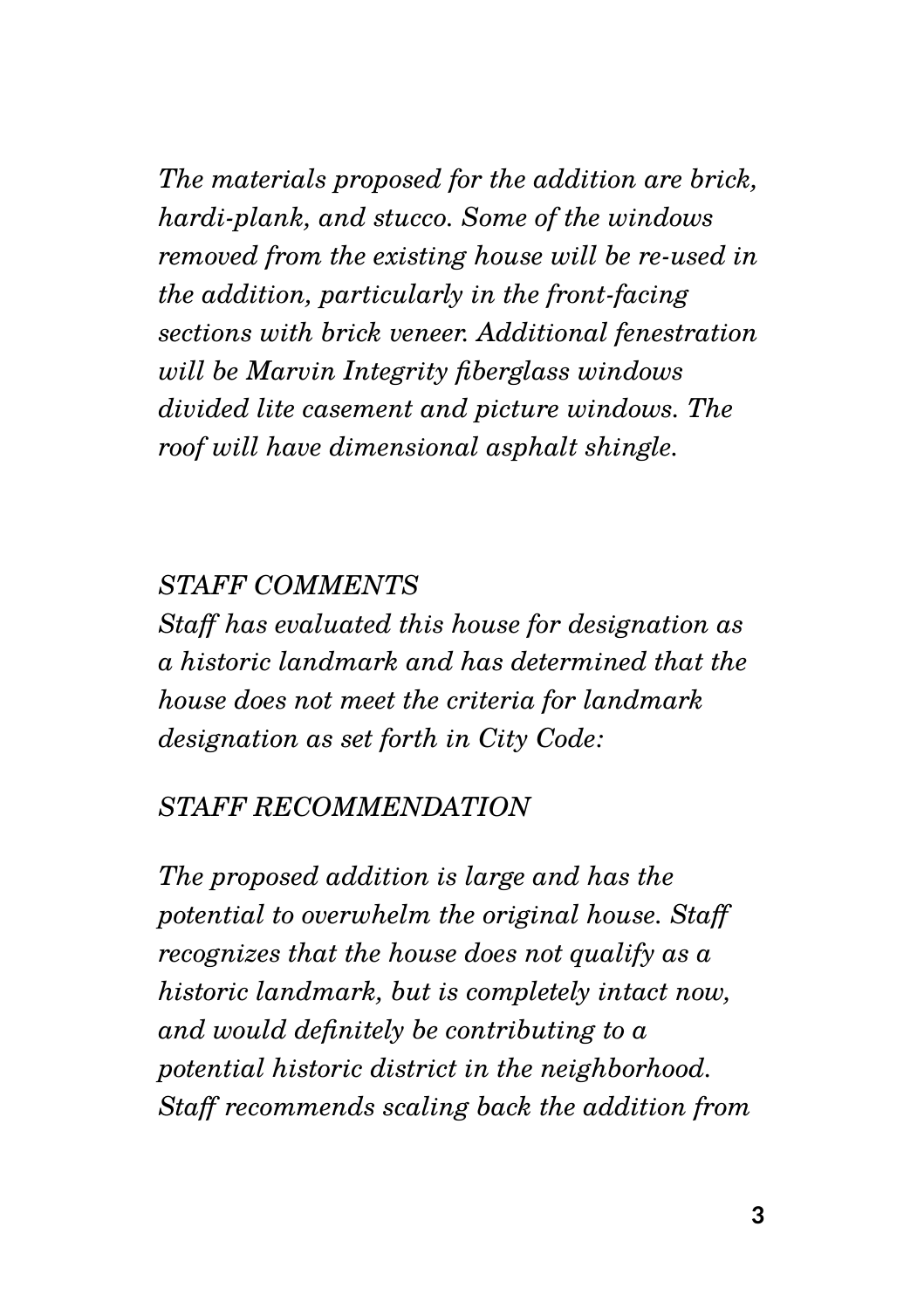*The materials proposed for the addition are brick, hardi-plank, and stucco. Some of the windows removed from the existing house will be re-used in the addition, particularly in the front-facing sections with brick veneer. Additional fenestration will be Marvin Integrity fiberglass windows divided lite casement and picture windows. The roof will have dimensional asphalt shingle.*

*STAFF COMMENTS*

*Staff has evaluated this house for designation as a historic landmark and has determined that the house does not meet the criteria for landmark designation as set forth in City Code:*

*STAFF RECOMMENDATION*

*The proposed addition is large and has the potential to overwhelm the original house. Staff recognizes that the house does not qualify as a historic landmark, but is completely intact now, and would definitely be contributing to a potential historic district in the neighborhood. Staff recommends scaling back the addition from*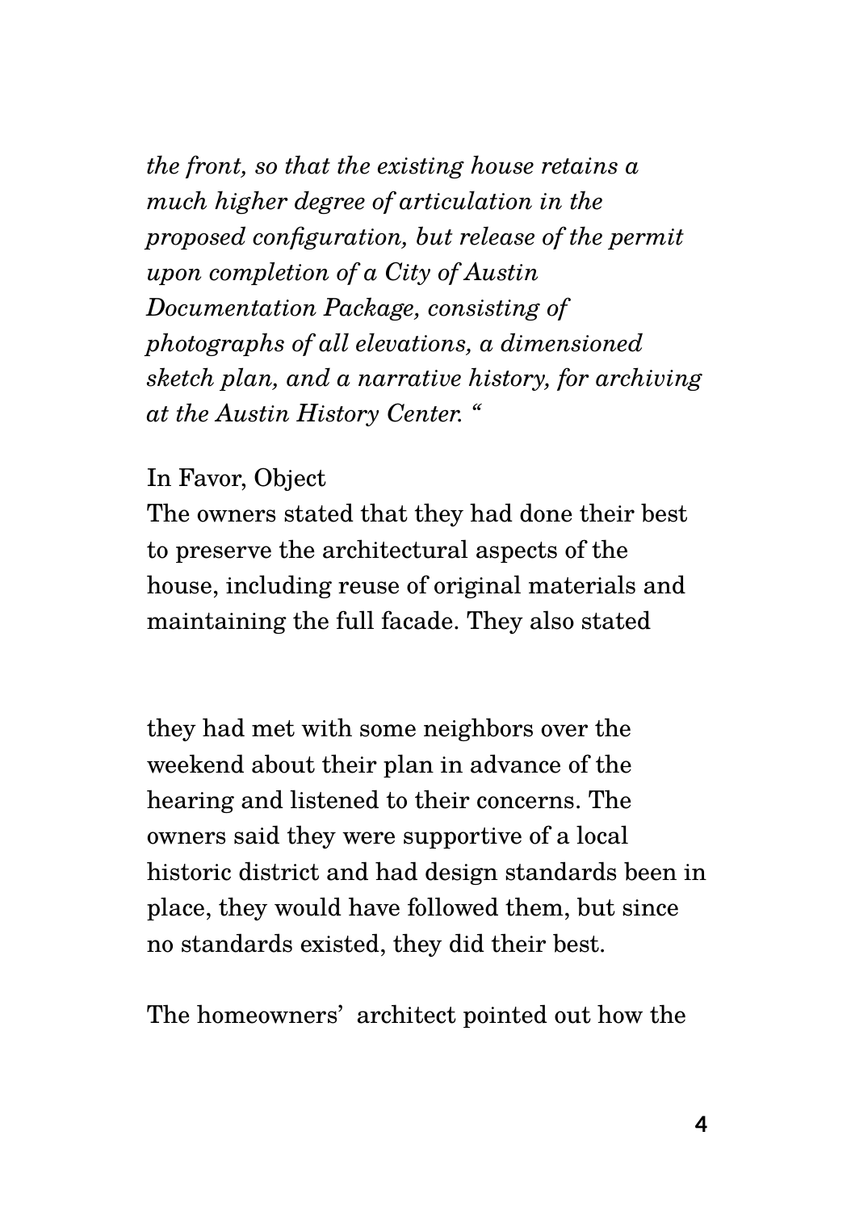*the front, so that the existing house retains a much higher degree of articulation in the proposed configuration, but release of the permit upon completion of a City of Austin Documentation Package, consisting of photographs of all elevations, a dimensioned sketch plan, and a narrative history, for archiving at the Austin History Center. "*

In Favor, Object

The owners stated that they had done their best to preserve the architectural aspects of the house, including reuse of original materials and maintaining the full facade. They also stated they had met with some neighbors over the weekend about their plan in advance of the hearing and listened to their concerns. The owners said they were supportive of a local historic district and had design standards been in place, they would have followed them, but since no standards existed, they did their best.

The homeowners' architect pointed out how the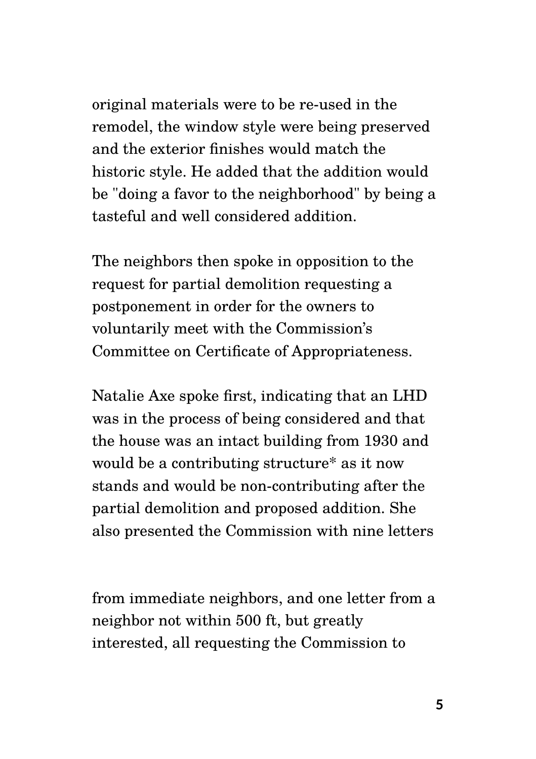original materials were to be re-used in the remodel, the window style were being preserved and the exterior finishes would match the historic style. He added that the addition would be "doing a favor to the neighborhood" by being a tasteful and well considered addition.

The neighbors then spoke in opposition to the request for partial demolition requesting a postponement in order for the owners to voluntarily meet with the Commission's Committee on Certificate of Appropriateness.

Natalie Axe spoke first, indicating that an LHD was in the process of being considered and that the house was an intact building from 1930 and would be a contributing structure* as it now stands and would be non-contributing after the partial demolition and proposed addition. She also presented the Commission with nine letters from immediate neighbors, and one letter from a neighbor not within 500 ft, but greatly interested, all requesting the Commission to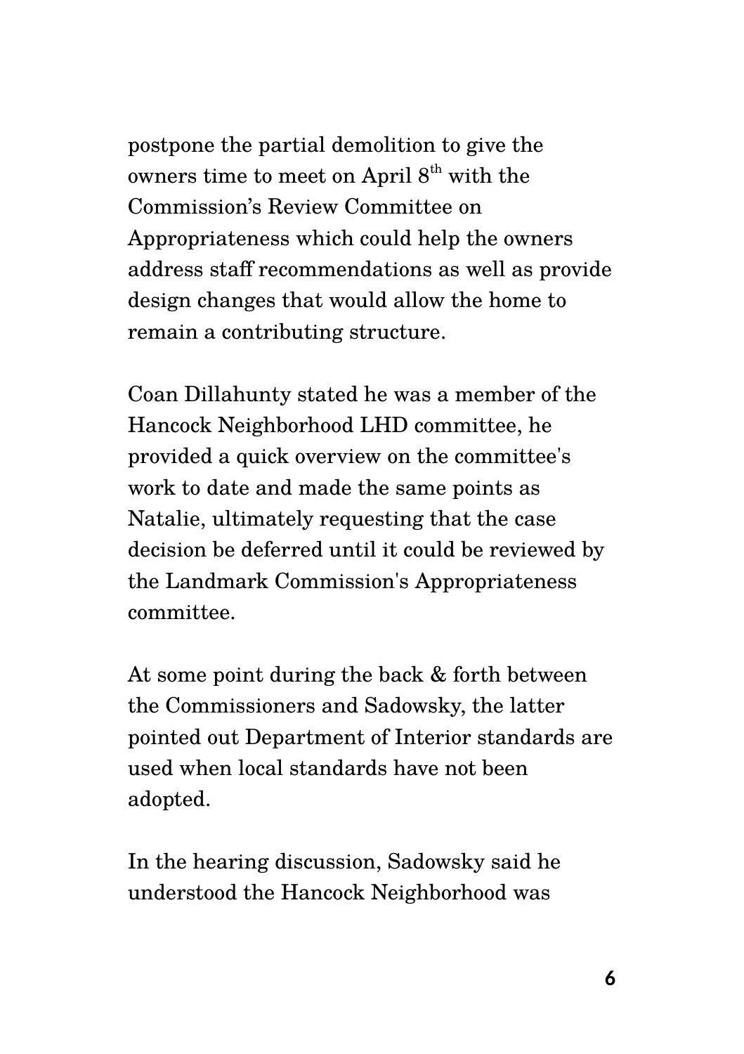postpone the partial demolition to give the owners time to meet on April 8th with the Commission's Review Committee on Appropriateness which could help the owners address staff recommendations as well as provide design changes that would allow the home to remain a contributing structure.

Coan Dillahunty stated he was a member of the Hancock Neighborhood LHD committee, he provided a quick overview on the committee's work to date and made the same points as Natalie, ultimately requesting that the case decision be deferred until it could be reviewed by the Landmark Commission's Appropriateness committee.

At some point during the back & forth between the Commissioners and Sadowsky, the latter pointed out Department of Interior standards are used when local standards have not been adopted.

In the hearing discussion, Sadowsky said he understood the Hancock Neighborhood was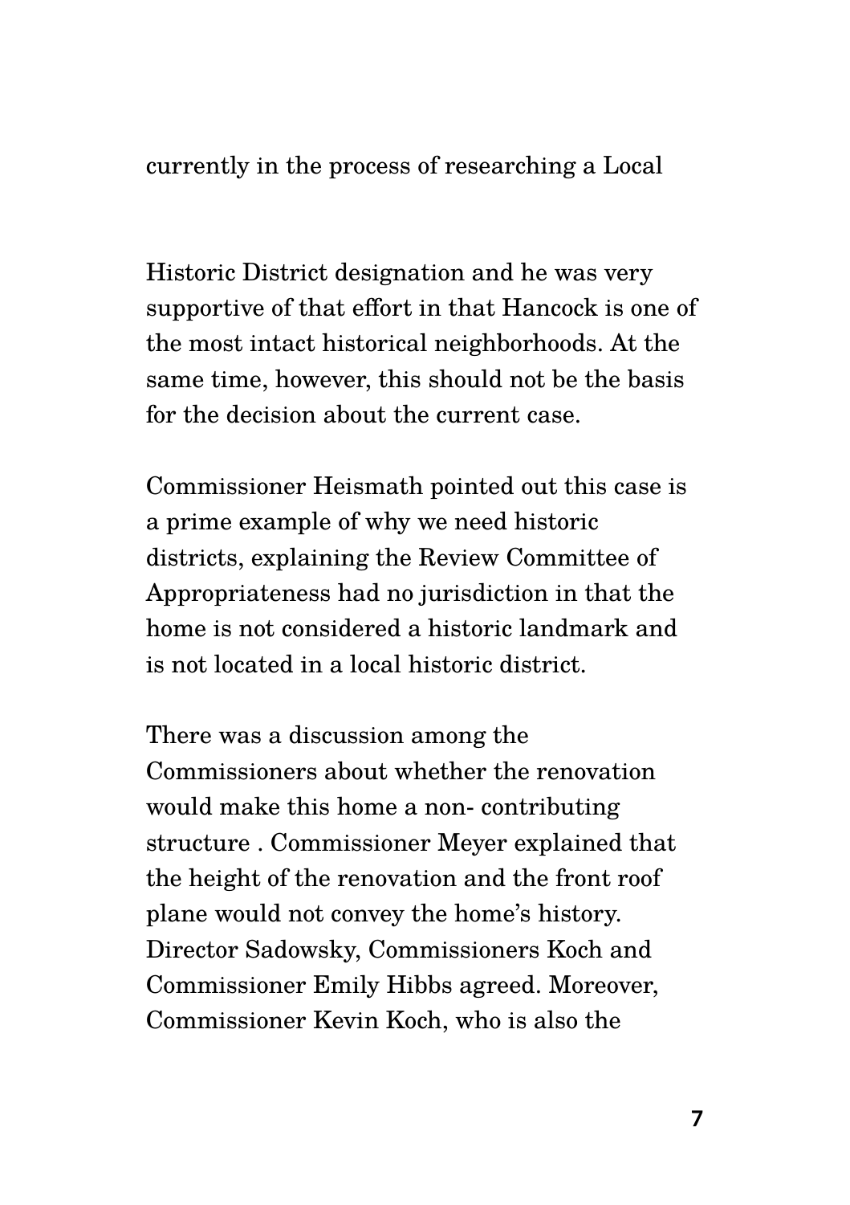currently in the process of researching a Local

Historic District designation and he was very supportive of that effort in that Hancock is one of the most intact historical neighborhoods. At the same time, however, this should not be the basis for the decision about the current case.

Commissioner Heismath pointed out this case is a prime example of why we need historic districts, explaining the Review Committee of Appropriateness had no jurisdiction in that the home is not considered a historic landmark and is not located in a local historic district.

There was a discussion among the Commissioners about whether the renovation would make this home a non- contributing structure . Commissioner Meyer explained that the height of the renovation and the front roof plane would not convey the home's history. Director Sadowsky, Commissioners Koch and Commissioner Emily Hibbs agreed. Moreover, Commissioner Kevin Koch, who is also the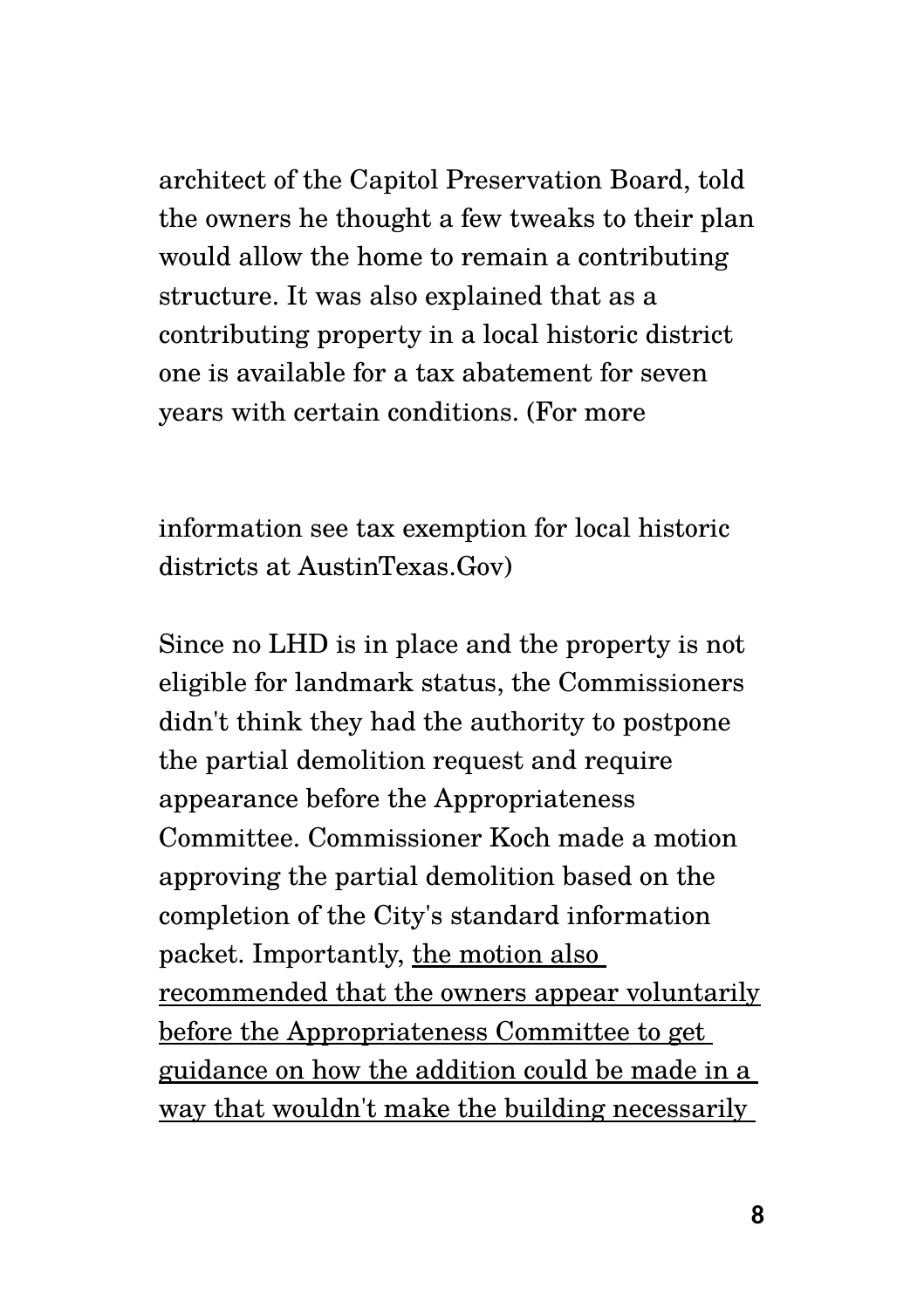architect of the Capitol Preservation Board, told the owners he thought a few tweaks to their plan would allow the home to remain a contributing structure. It was also explained that as a contributing property in a local historic district one is available for a tax abatement for seven years with certain conditions. (For more

information see tax exemption for local historic districts at AustinTexas.Gov)

Since no LHD is in place and the property is not eligible for landmark status, the Commissioners didn't think they had the authority to postpone the partial demolition request and require appearance before the Appropriateness Committee. Commissioner Koch made a motion approving the partial demolition based on the completion of the City's standard information packet. Importantly, <u>the motion also recommended that the owners appear voluntarily before the Appropriateness Committee to get guidance on how the addition could be made in a way that wouldn't make the building necessarily</u>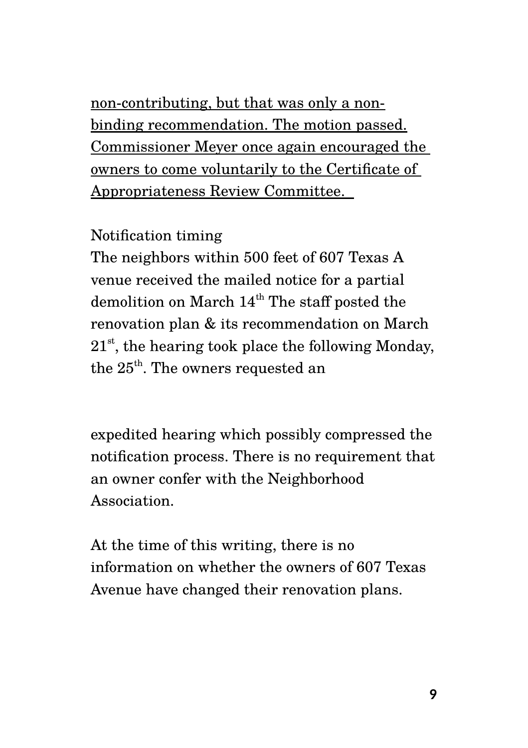<u>non-contributing, but that was only a non-binding recommendation. The motion passed. Commissioner Meyer once again encouraged the owners to come voluntarily to the Certificate of Appropriateness Review Committee.</u>

Notification timing

The neighbors within 500 feet of 607 Texas A venue received the mailed notice for a partial demolition on March 14th The staff posted the renovation plan & its recommendation on March 21st, the hearing took place the following Monday, the 25th. The owners requested an

expedited hearing which possibly compressed the notification process. There is no requirement that an owner confer with the Neighborhood Association.

At the time of this writing, there is no information on whether the owners of 607 Texas Avenue have changed their renovation plans.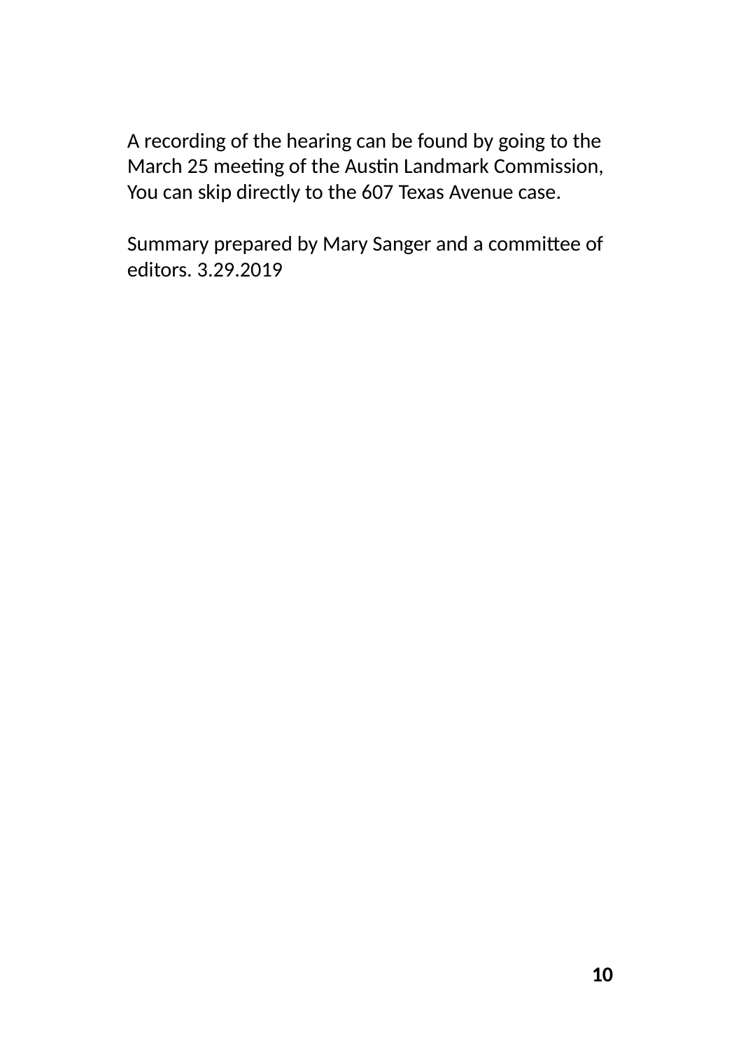A recording of the hearing can be found by going to the March 25 meeting of the Austin Landmark Commission, You can skip directly to the 607 Texas Avenue case.

Summary prepared by Mary Sanger and a committee of editors. 3.29.2019